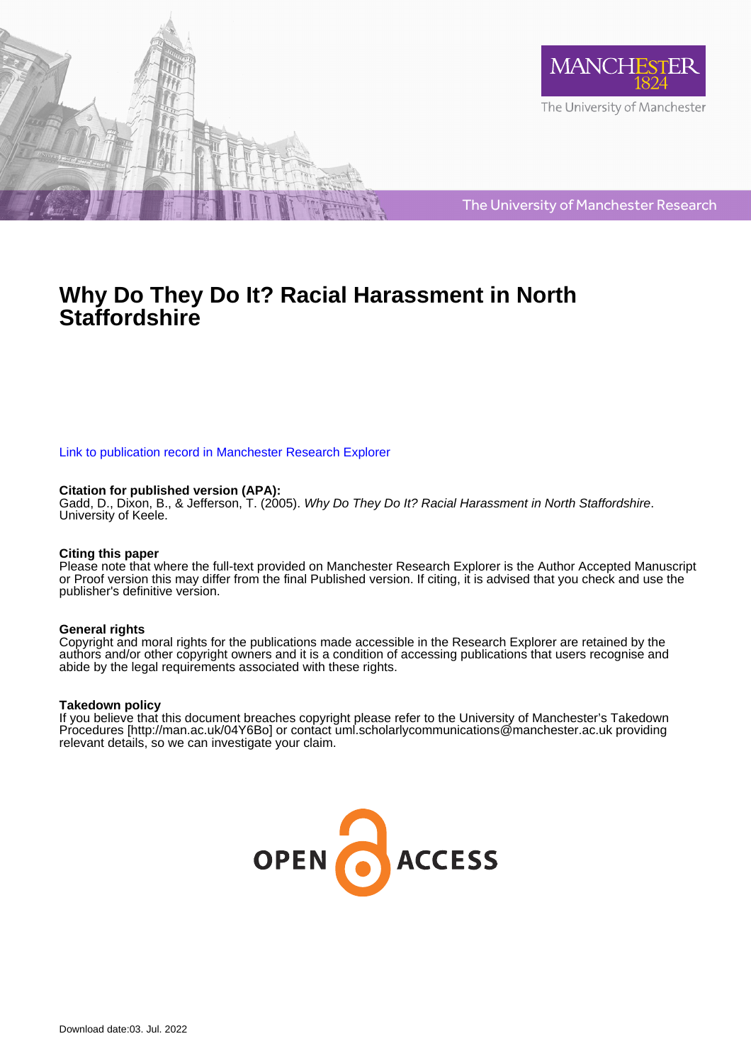# Why Do They Do It? Racial Harassment in North Staffordshire

Link to publication record in Manchester Research Explorer

**Citation for published version (APA):**
Gadd, D., Dixon, B., & Jefferson, T. (2005). *Why Do They Do It? Racial Harassment in North Staffordshire*. University of Keele.

**Citing this paper**
Please note that where the full-text provided on Manchester Research Explorer is the Author Accepted Manuscript or Proof version this may differ from the final Published version. If citing, it is advised that you check and use the publisher's definitive version.

**General rights**
Copyright and moral rights for the publications made accessible in the Research Explorer are retained by the authors and/or other copyright owners and it is a condition of accessing publications that users recognise and abide by the legal requirements associated with these rights.

**Takedown policy**
If you believe that this document breaches copyright please refer to the University of Manchester's Takedown Procedures [http://man.ac.uk/04Y6Bo] or contact uml.scholarlycommunications@manchester.ac.uk providing relevant details, so we can investigate your claim.

Download date:03. Jul. 2022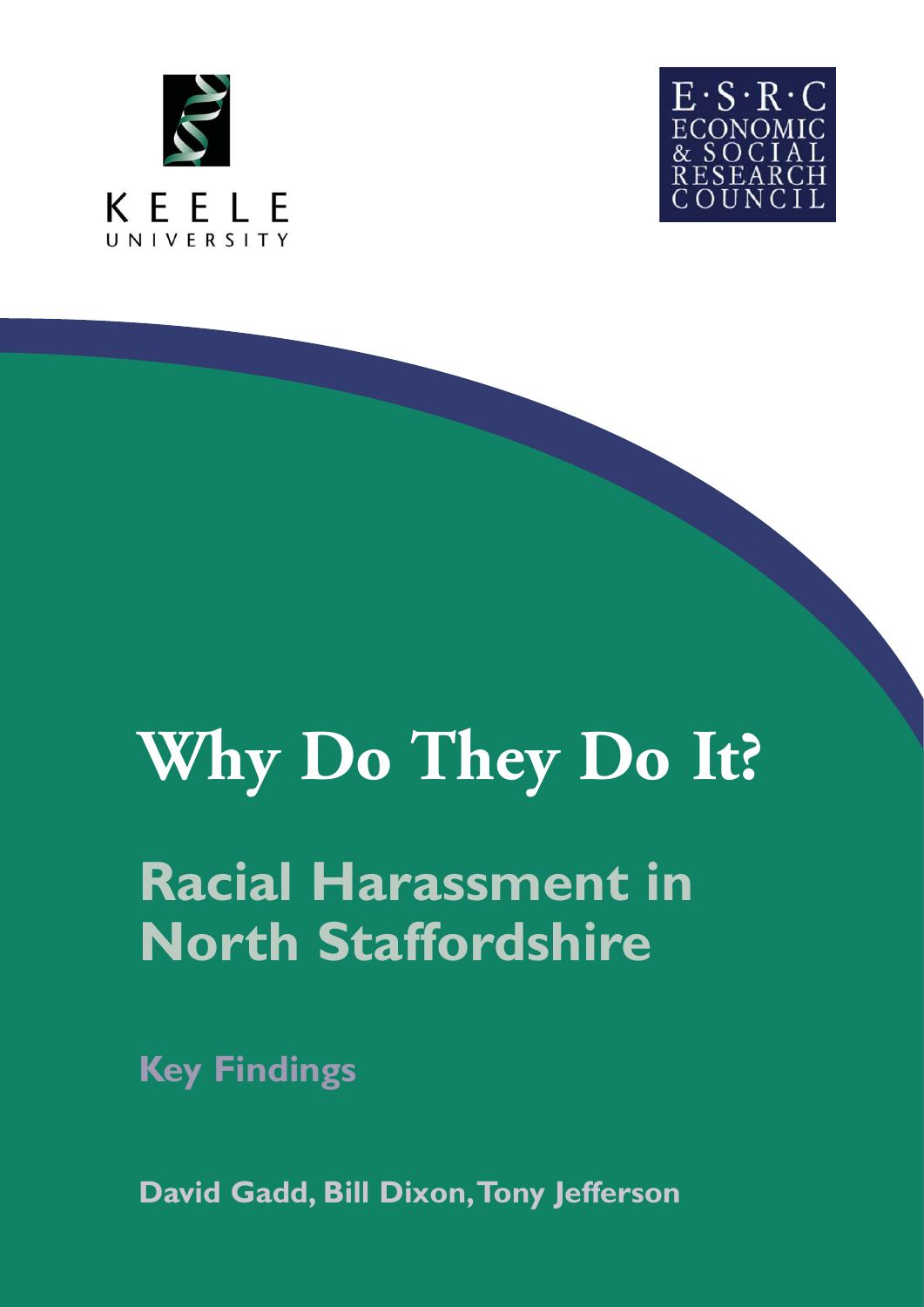KEELE UNIVERSITY

E·S·R·C ECONOMIC & SOCIAL RESEARCH COUNCIL

# Why Do They Do It?

## Racial Harassment in North Staffordshire

### Key Findings

**David Gadd, Bill Dixon, Tony Jefferson**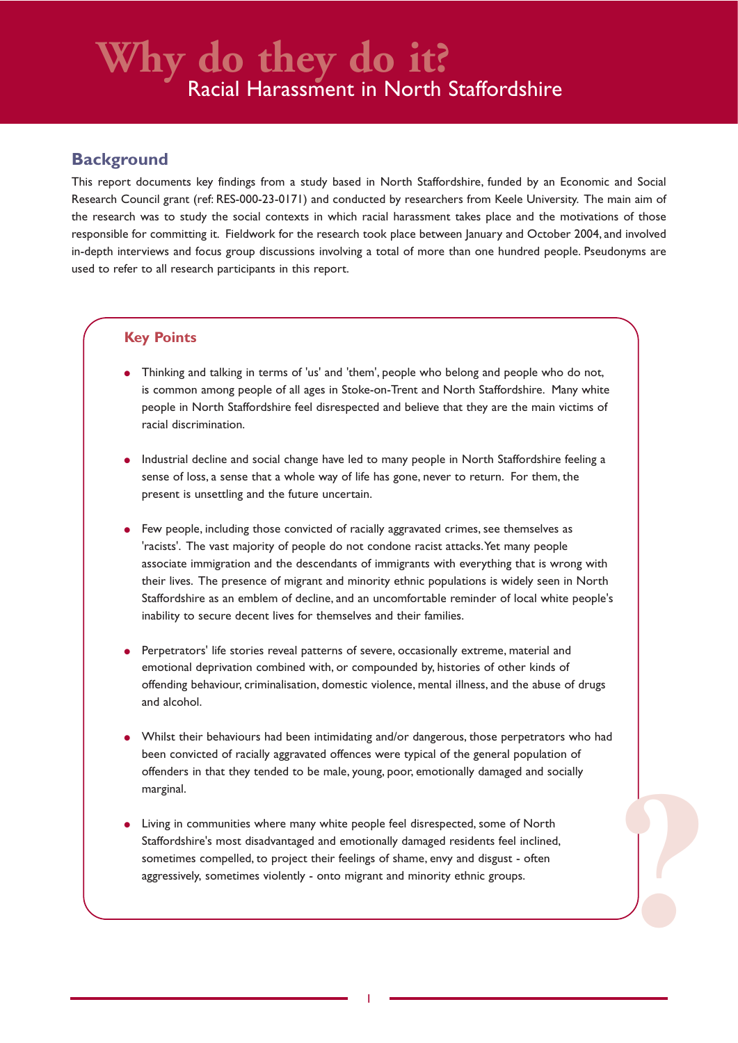# Why do they do it?

## Racial Harassment in North Staffordshire

## Background

This report documents key findings from a study based in North Staffordshire, funded by an Economic and Social Research Council grant (ref: RES-000-23-0171) and conducted by researchers from Keele University. The main aim of the research was to study the social contexts in which racial harassment takes place and the motivations of those responsible for committing it. Fieldwork for the research took place between January and October 2004, and involved in-depth interviews and focus group discussions involving a total of more than one hundred people. Pseudonyms are used to refer to all research participants in this report.

### Key Points

- Thinking and talking in terms of 'us' and 'them', people who belong and people who do not, is common among people of all ages in Stoke-on-Trent and North Staffordshire. Many white people in North Staffordshire feel disrespected and believe that they are the main victims of racial discrimination.
- Industrial decline and social change have led to many people in North Staffordshire feeling a sense of loss, a sense that a whole way of life has gone, never to return. For them, the present is unsettling and the future uncertain.
- Few people, including those convicted of racially aggravated crimes, see themselves as 'racists'. The vast majority of people do not condone racist attacks. Yet many people associate immigration and the descendants of immigrants with everything that is wrong with their lives. The presence of migrant and minority ethnic populations is widely seen in North Staffordshire as an emblem of decline, and an uncomfortable reminder of local white people's inability to secure decent lives for themselves and their families.
- Perpetrators' life stories reveal patterns of severe, occasionally extreme, material and emotional deprivation combined with, or compounded by, histories of other kinds of offending behaviour, criminalisation, domestic violence, mental illness, and the abuse of drugs and alcohol.
- Whilst their behaviours had been intimidating and/or dangerous, those perpetrators who had been convicted of racially aggravated offences were typical of the general population of offenders in that they tended to be male, young, poor, emotionally damaged and socially marginal.
- Living in communities where many white people feel disrespected, some of North Staffordshire's most disadvantaged and emotionally damaged residents feel inclined, sometimes compelled, to project their feelings of shame, envy and disgust - often aggressively, sometimes violently - onto migrant and minority ethnic groups.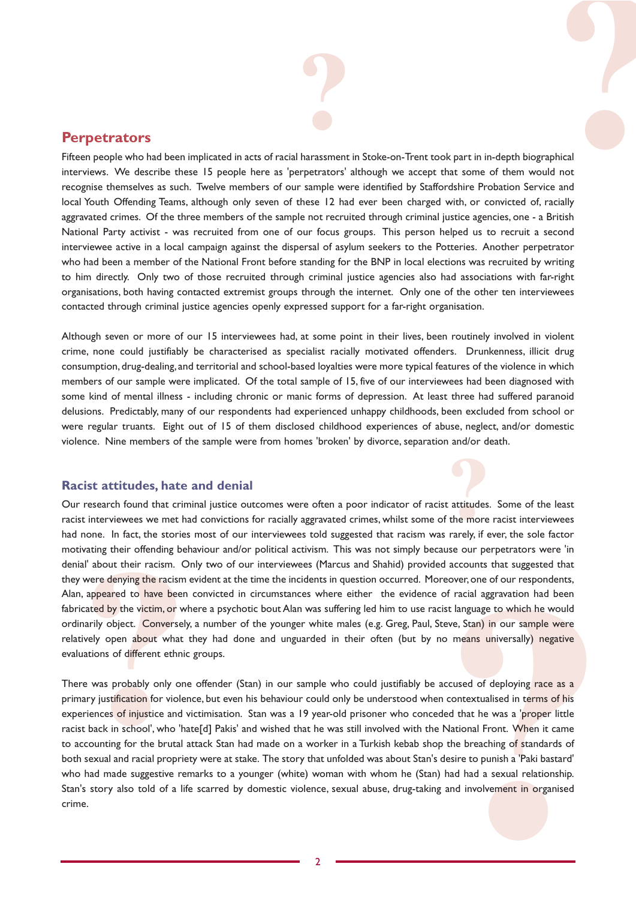## Perpetrators

Fifteen people who had been implicated in acts of racial harassment in Stoke-on-Trent took part in in-depth biographical interviews. We describe these 15 people here as 'perpetrators' although we accept that some of them would not recognise themselves as such. Twelve members of our sample were identified by Staffordshire Probation Service and local Youth Offending Teams, although only seven of these 12 had ever been charged with, or convicted of, racially aggravated crimes. Of the three members of the sample not recruited through criminal justice agencies, one - a British National Party activist - was recruited from one of our focus groups. This person helped us to recruit a second interviewee active in a local campaign against the dispersal of asylum seekers to the Potteries. Another perpetrator who had been a member of the National Front before standing for the BNP in local elections was recruited by writing to him directly. Only two of those recruited through criminal justice agencies also had associations with far-right organisations, both having contacted extremist groups through the internet. Only one of the other ten interviewees contacted through criminal justice agencies openly expressed support for a far-right organisation.

Although seven or more of our 15 interviewees had, at some point in their lives, been routinely involved in violent crime, none could justifiably be characterised as specialist racially motivated offenders. Drunkenness, illicit drug consumption, drug-dealing, and territorial and school-based loyalties were more typical features of the violence in which members of our sample were implicated. Of the total sample of 15, five of our interviewees had been diagnosed with some kind of mental illness - including chronic or manic forms of depression. At least three had suffered paranoid delusions. Predictably, many of our respondents had experienced unhappy childhoods, been excluded from school or were regular truants. Eight out of 15 of them disclosed childhood experiences of abuse, neglect, and/or domestic violence. Nine members of the sample were from homes 'broken' by divorce, separation and/or death.

### Racist attitudes, hate and denial

Our research found that criminal justice outcomes were often a poor indicator of racist attitudes. Some of the least racist interviewees we met had convictions for racially aggravated crimes, whilst some of the more racist interviewees had none. In fact, the stories most of our interviewees told suggested that racism was rarely, if ever, the sole factor motivating their offending behaviour and/or political activism. This was not simply because our perpetrators were 'in denial' about their racism. Only two of our interviewees (Marcus and Shahid) provided accounts that suggested that they were denying the racism evident at the time the incidents in question occurred. Moreover, one of our respondents, Alan, appeared to have been convicted in circumstances where either the evidence of racial aggravation had been fabricated by the victim, or where a psychotic bout Alan was suffering led him to use racist language to which he would ordinarily object. Conversely, a number of the younger white males (e.g. Greg, Paul, Steve, Stan) in our sample were relatively open about what they had done and unguarded in their often (but by no means universally) negative evaluations of different ethnic groups.

There was probably only one offender (Stan) in our sample who could justifiably be accused of deploying race as a primary justification for violence, but even his behaviour could only be understood when contextualised in terms of his experiences of injustice and victimisation. Stan was a 19 year-old prisoner who conceded that he was a 'proper little racist back in school', who 'hate[d] Pakis' and wished that he was still involved with the National Front. When it came to accounting for the brutal attack Stan had made on a worker in a Turkish kebab shop the breaching of standards of both sexual and racial propriety were at stake. The story that unfolded was about Stan's desire to punish a 'Paki bastard' who had made suggestive remarks to a younger (white) woman with whom he (Stan) had had a sexual relationship. Stan's story also told of a life scarred by domestic violence, sexual abuse, drug-taking and involvement in organised crime.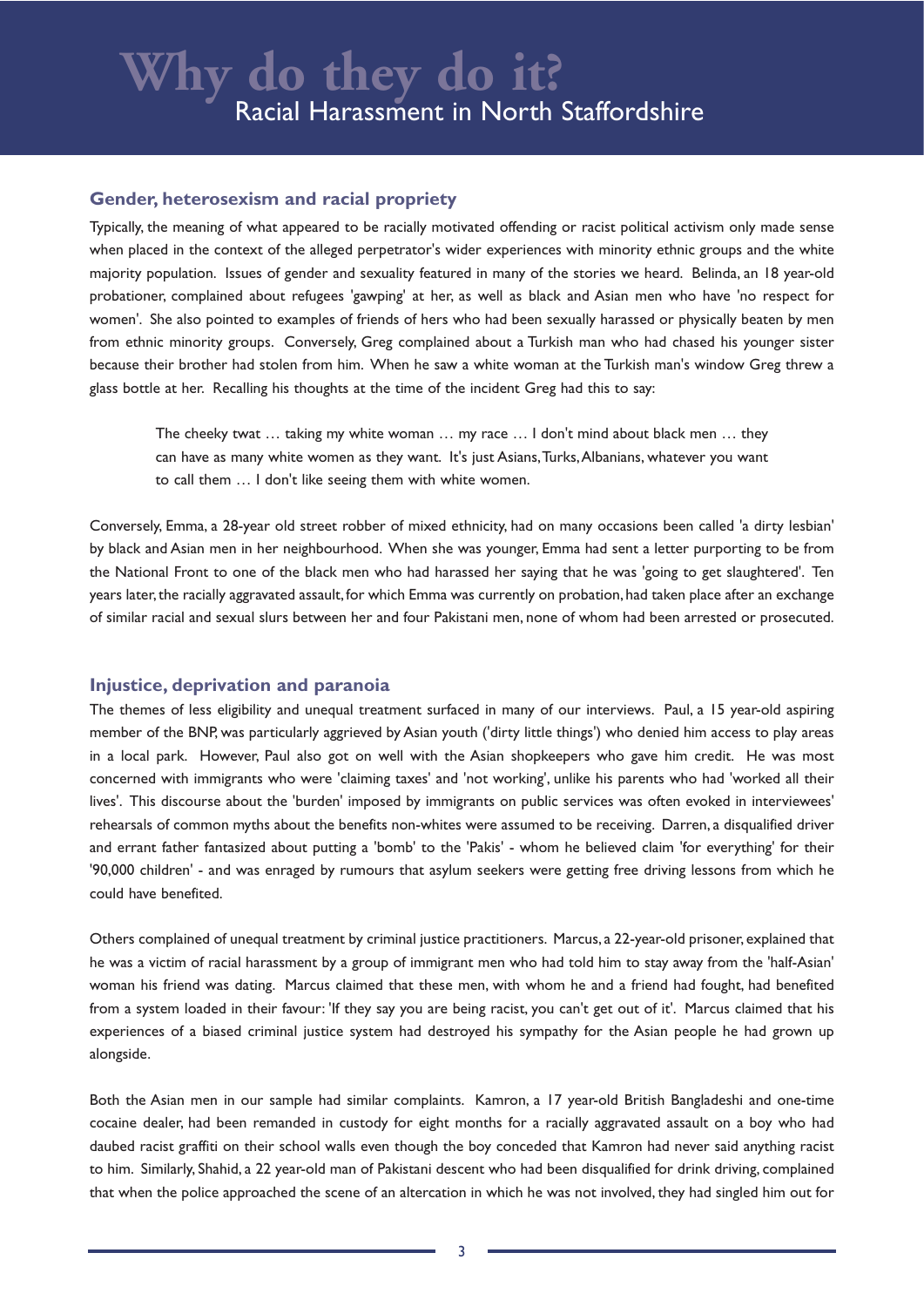## Gender, heterosexism and racial propriety

Typically, the meaning of what appeared to be racially motivated offending or racist political activism only made sense when placed in the context of the alleged perpetrator's wider experiences with minority ethnic groups and the white majority population. Issues of gender and sexuality featured in many of the stories we heard. Belinda, an 18 year-old probationer, complained about refugees 'gawping' at her, as well as black and Asian men who have 'no respect for women'. She also pointed to examples of friends of hers who had been sexually harassed or physically beaten by men from ethnic minority groups. Conversely, Greg complained about a Turkish man who had chased his younger sister because their brother had stolen from him. When he saw a white woman at the Turkish man's window Greg threw a glass bottle at her. Recalling his thoughts at the time of the incident Greg had this to say:

> The cheeky twat … taking my white woman … my race … I don't mind about black men … they can have as many white women as they want. It's just Asians, Turks, Albanians, whatever you want to call them … I don't like seeing them with white women.

Conversely, Emma, a 28-year old street robber of mixed ethnicity, had on many occasions been called 'a dirty lesbian' by black and Asian men in her neighbourhood. When she was younger, Emma had sent a letter purporting to be from the National Front to one of the black men who had harassed her saying that he was 'going to get slaughtered'. Ten years later, the racially aggravated assault, for which Emma was currently on probation, had taken place after an exchange of similar racial and sexual slurs between her and four Pakistani men, none of whom had been arrested or prosecuted.

## Injustice, deprivation and paranoia

The themes of less eligibility and unequal treatment surfaced in many of our interviews. Paul, a 15 year-old aspiring member of the BNP, was particularly aggrieved by Asian youth ('dirty little things') who denied him access to play areas in a local park. However, Paul also got on well with the Asian shopkeepers who gave him credit. He was most concerned with immigrants who were 'claiming taxes' and 'not working', unlike his parents who had 'worked all their lives'. This discourse about the 'burden' imposed by immigrants on public services was often evoked in interviewees' rehearsals of common myths about the benefits non-whites were assumed to be receiving. Darren, a disqualified driver and errant father fantasized about putting a 'bomb' to the 'Pakis' - whom he believed claim 'for everything' for their '90,000 children' - and was enraged by rumours that asylum seekers were getting free driving lessons from which he could have benefited.

Others complained of unequal treatment by criminal justice practitioners. Marcus, a 22-year-old prisoner, explained that he was a victim of racial harassment by a group of immigrant men who had told him to stay away from the 'half-Asian' woman his friend was dating. Marcus claimed that these men, with whom he and a friend had fought, had benefited from a system loaded in their favour: 'If they say you are being racist, you can't get out of it'. Marcus claimed that his experiences of a biased criminal justice system had destroyed his sympathy for the Asian people he had grown up alongside.

Both the Asian men in our sample had similar complaints. Kamron, a 17 year-old British Bangladeshi and one-time cocaine dealer, had been remanded in custody for eight months for a racially aggravated assault on a boy who had daubed racist graffiti on their school walls even though the boy conceded that Kamron had never said anything racist to him. Similarly, Shahid, a 22 year-old man of Pakistani descent who had been disqualified for drink driving, complained that when the police approached the scene of an altercation in which he was not involved, they had singled him out for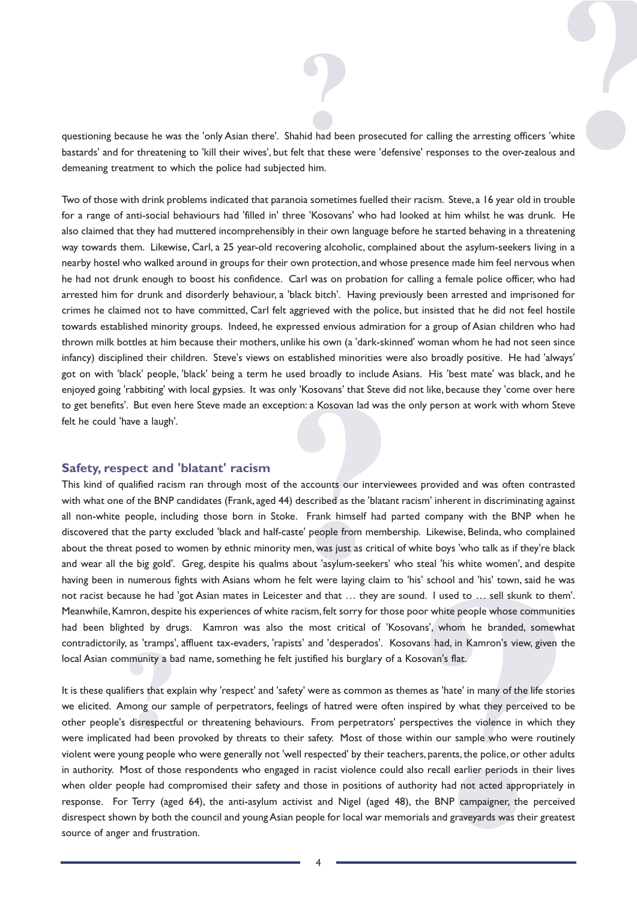questioning because he was the 'only Asian there'. Shahid had been prosecuted for calling the arresting officers 'white bastards' and for threatening to 'kill their wives', but felt that these were 'defensive' responses to the over-zealous and demeaning treatment to which the police had subjected him.

Two of those with drink problems indicated that paranoia sometimes fuelled their racism. Steve, a 16 year old in trouble for a range of anti-social behaviours had 'filled in' three 'Kosovans' who had looked at him whilst he was drunk. He also claimed that they had muttered incomprehensibly in their own language before he started behaving in a threatening way towards them. Likewise, Carl, a 25 year-old recovering alcoholic, complained about the asylum-seekers living in a nearby hostel who walked around in groups for their own protection, and whose presence made him feel nervous when he had not drunk enough to boost his confidence. Carl was on probation for calling a female police officer, who had arrested him for drunk and disorderly behaviour, a 'black bitch'. Having previously been arrested and imprisoned for crimes he claimed not to have committed, Carl felt aggrieved with the police, but insisted that he did not feel hostile towards established minority groups. Indeed, he expressed envious admiration for a group of Asian children who had thrown milk bottles at him because their mothers, unlike his own (a 'dark-skinned' woman whom he had not seen since infancy) disciplined their children. Steve's views on established minorities were also broadly positive. He had 'always' got on with 'black' people, 'black' being a term he used broadly to include Asians. His 'best mate' was black, and he enjoyed going 'rabbiting' with local gypsies. It was only 'Kosovans' that Steve did not like, because they 'come over here to get benefits'. But even here Steve made an exception: a Kosovan lad was the only person at work with whom Steve felt he could 'have a laugh'.

## Safety, respect and 'blatant' racism

This kind of qualified racism ran through most of the accounts our interviewees provided and was often contrasted with what one of the BNP candidates (Frank, aged 44) described as the 'blatant racism' inherent in discriminating against all non-white people, including those born in Stoke. Frank himself had parted company with the BNP when he discovered that the party excluded 'black and half-caste' people from membership. Likewise, Belinda, who complained about the threat posed to women by ethnic minority men, was just as critical of white boys 'who talk as if they're black and wear all the big gold'. Greg, despite his qualms about 'asylum-seekers' who steal 'his white women', and despite having been in numerous fights with Asians whom he felt were laying claim to 'his' school and 'his' town, said he was not racist because he had 'got Asian mates in Leicester and that … they are sound. I used to … sell skunk to them'. Meanwhile, Kamron, despite his experiences of white racism, felt sorry for those poor white people whose communities had been blighted by drugs. Kamron was also the most critical of 'Kosovans', whom he branded, somewhat contradictorily, as 'tramps', affluent tax-evaders, 'rapists' and 'desperados'. Kosovans had, in Kamron's view, given the local Asian community a bad name, something he felt justified his burglary of a Kosovan's flat.

It is these qualifiers that explain why 'respect' and 'safety' were as common as themes as 'hate' in many of the life stories we elicited. Among our sample of perpetrators, feelings of hatred were often inspired by what they perceived to be other people's disrespectful or threatening behaviours. From perpetrators' perspectives the violence in which they were implicated had been provoked by threats to their safety. Most of those within our sample who were routinely violent were young people who were generally not 'well respected' by their teachers, parents, the police, or other adults in authority. Most of those respondents who engaged in racist violence could also recall earlier periods in their lives when older people had compromised their safety and those in positions of authority had not acted appropriately in response. For Terry (aged 64), the anti-asylum activist and Nigel (aged 48), the BNP campaigner, the perceived disrespect shown by both the council and young Asian people for local war memorials and graveyards was their greatest source of anger and frustration.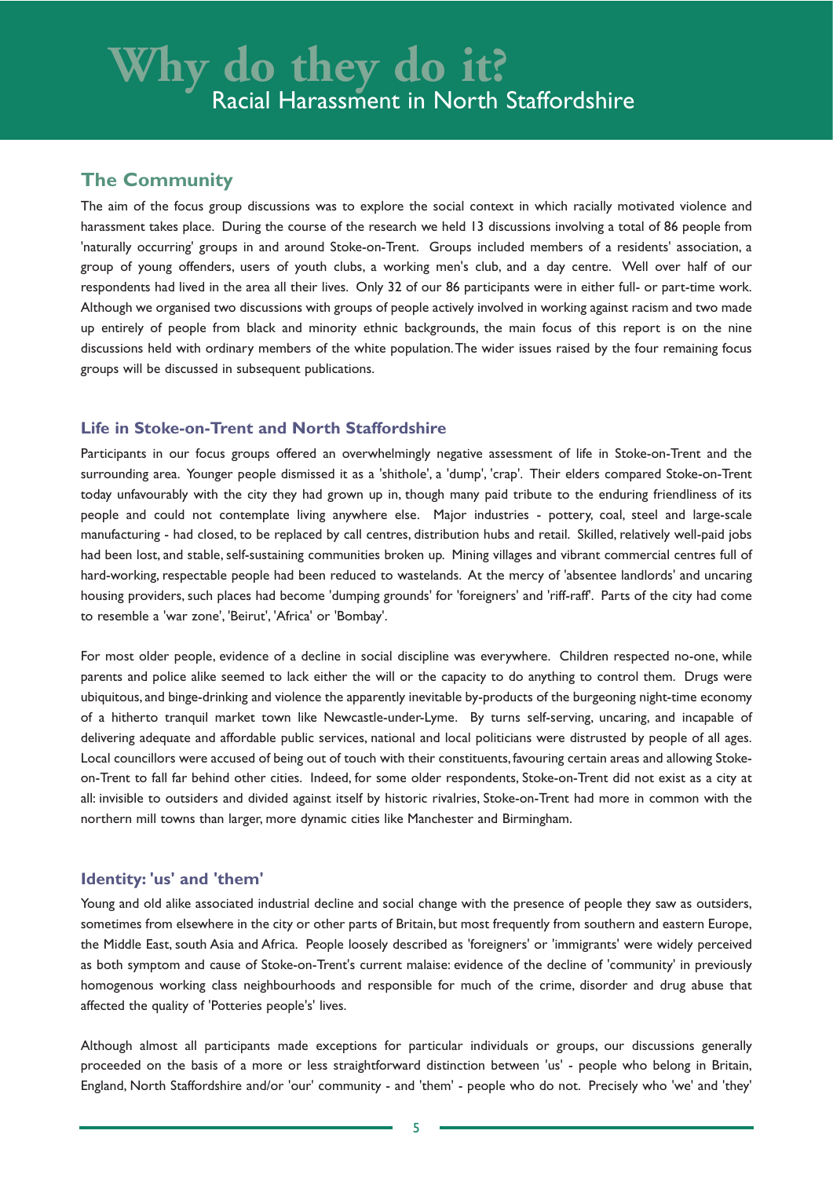## The Community

The aim of the focus group discussions was to explore the social context in which racially motivated violence and harassment takes place. During the course of the research we held 13 discussions involving a total of 86 people from 'naturally occurring' groups in and around Stoke-on-Trent. Groups included members of a residents' association, a group of young offenders, users of youth clubs, a working men's club, and a day centre. Well over half of our respondents had lived in the area all their lives. Only 32 of our 86 participants were in either full- or part-time work. Although we organised two discussions with groups of people actively involved in working against racism and two made up entirely of people from black and minority ethnic backgrounds, the main focus of this report is on the nine discussions held with ordinary members of the white population. The wider issues raised by the four remaining focus groups will be discussed in subsequent publications.

### Life in Stoke-on-Trent and North Staffordshire

Participants in our focus groups offered an overwhelmingly negative assessment of life in Stoke-on-Trent and the surrounding area. Younger people dismissed it as a 'shithole', a 'dump', 'crap'. Their elders compared Stoke-on-Trent today unfavourably with the city they had grown up in, though many paid tribute to the enduring friendliness of its people and could not contemplate living anywhere else. Major industries - pottery, coal, steel and large-scale manufacturing - had closed, to be replaced by call centres, distribution hubs and retail. Skilled, relatively well-paid jobs had been lost, and stable, self-sustaining communities broken up. Mining villages and vibrant commercial centres full of hard-working, respectable people had been reduced to wastelands. At the mercy of 'absentee landlords' and uncaring housing providers, such places had become 'dumping grounds' for 'foreigners' and 'riff-raff'. Parts of the city had come to resemble a 'war zone', 'Beirut', 'Africa' or 'Bombay'.

For most older people, evidence of a decline in social discipline was everywhere. Children respected no-one, while parents and police alike seemed to lack either the will or the capacity to do anything to control them. Drugs were ubiquitous, and binge-drinking and violence the apparently inevitable by-products of the burgeoning night-time economy of a hitherto tranquil market town like Newcastle-under-Lyme. By turns self-serving, uncaring, and incapable of delivering adequate and affordable public services, national and local politicians were distrusted by people of all ages. Local councillors were accused of being out of touch with their constituents, favouring certain areas and allowing Stoke-on-Trent to fall far behind other cities. Indeed, for some older respondents, Stoke-on-Trent did not exist as a city at all: invisible to outsiders and divided against itself by historic rivalries, Stoke-on-Trent had more in common with the northern mill towns than larger, more dynamic cities like Manchester and Birmingham.

### Identity: 'us' and 'them'

Young and old alike associated industrial decline and social change with the presence of people they saw as outsiders, sometimes from elsewhere in the city or other parts of Britain, but most frequently from southern and eastern Europe, the Middle East, south Asia and Africa. People loosely described as 'foreigners' or 'immigrants' were widely perceived as both symptom and cause of Stoke-on-Trent's current malaise: evidence of the decline of 'community' in previously homogenous working class neighbourhoods and responsible for much of the crime, disorder and drug abuse that affected the quality of 'Potteries people's' lives.

Although almost all participants made exceptions for particular individuals or groups, our discussions generally proceeded on the basis of a more or less straightforward distinction between 'us' - people who belong in Britain, England, North Staffordshire and/or 'our' community - and 'them' - people who do not. Precisely who 'we' and 'they'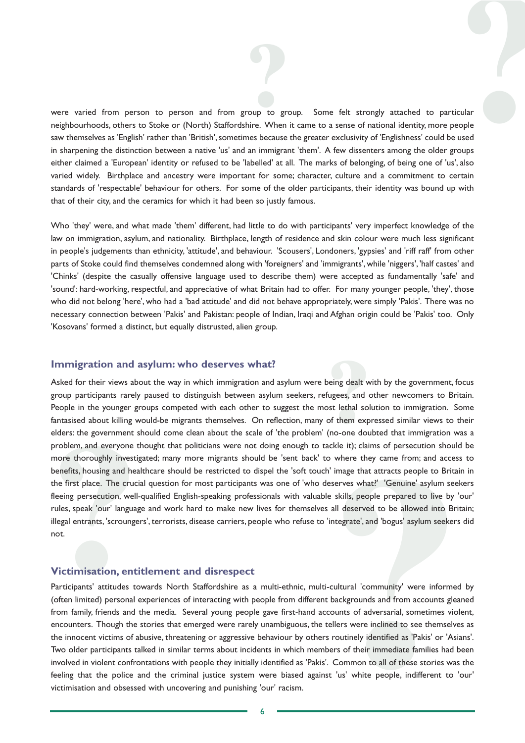were varied from person to person and from group to group. Some felt strongly attached to particular neighbourhoods, others to Stoke or (North) Staffordshire. When it came to a sense of national identity, more people saw themselves as 'English' rather than 'British', sometimes because the greater exclusivity of 'Englishness' could be used in sharpening the distinction between a native 'us' and an immigrant 'them'. A few dissenters among the older groups either claimed a 'European' identity or refused to be 'labelled' at all. The marks of belonging, of being one of 'us', also varied widely. Birthplace and ancestry were important for some; character, culture and a commitment to certain standards of 'respectable' behaviour for others. For some of the older participants, their identity was bound up with that of their city, and the ceramics for which it had been so justly famous.

Who 'they' were, and what made 'them' different, had little to do with participants' very imperfect knowledge of the law on immigration, asylum, and nationality. Birthplace, length of residence and skin colour were much less significant in people's judgements than ethnicity, 'attitude', and behaviour. 'Scousers', Londoners, 'gypsies' and 'riff raff' from other parts of Stoke could find themselves condemned along with 'foreigners' and 'immigrants', while 'niggers', 'half castes' and 'Chinks' (despite the casually offensive language used to describe them) were accepted as fundamentally 'safe' and 'sound': hard-working, respectful, and appreciative of what Britain had to offer. For many younger people, 'they', those who did not belong 'here', who had a 'bad attitude' and did not behave appropriately, were simply 'Pakis'. There was no necessary connection between 'Pakis' and Pakistan: people of Indian, Iraqi and Afghan origin could be 'Pakis' too. Only 'Kosovans' formed a distinct, but equally distrusted, alien group.

## Immigration and asylum: who deserves what?

Asked for their views about the way in which immigration and asylum were being dealt with by the government, focus group participants rarely paused to distinguish between asylum seekers, refugees, and other newcomers to Britain. People in the younger groups competed with each other to suggest the most lethal solution to immigration. Some fantasised about killing would-be migrants themselves. On reflection, many of them expressed similar views to their elders: the government should come clean about the scale of 'the problem' (no-one doubted that immigration was a problem, and everyone thought that politicians were not doing enough to tackle it); claims of persecution should be more thoroughly investigated; many more migrants should be 'sent back' to where they came from; and access to benefits, housing and healthcare should be restricted to dispel the 'soft touch' image that attracts people to Britain in the first place. The crucial question for most participants was one of 'who deserves what?' 'Genuine' asylum seekers fleeing persecution, well-qualified English-speaking professionals with valuable skills, people prepared to live by 'our' rules, speak 'our' language and work hard to make new lives for themselves all deserved to be allowed into Britain; illegal entrants, 'scroungers', terrorists, disease carriers, people who refuse to 'integrate', and 'bogus' asylum seekers did not.

## Victimisation, entitlement and disrespect

Participants' attitudes towards North Staffordshire as a multi-ethnic, multi-cultural 'community' were informed by (often limited) personal experiences of interacting with people from different backgrounds and from accounts gleaned from family, friends and the media. Several young people gave first-hand accounts of adversarial, sometimes violent, encounters. Though the stories that emerged were rarely unambiguous, the tellers were inclined to see themselves as the innocent victims of abusive, threatening or aggressive behaviour by others routinely identified as 'Pakis' or 'Asians'. Two older participants talked in similar terms about incidents in which members of their immediate families had been involved in violent confrontations with people they initially identified as 'Pakis'. Common to all of these stories was the feeling that the police and the criminal justice system were biased against 'us' white people, indifferent to 'our' victimisation and obsessed with uncovering and punishing 'our' racism.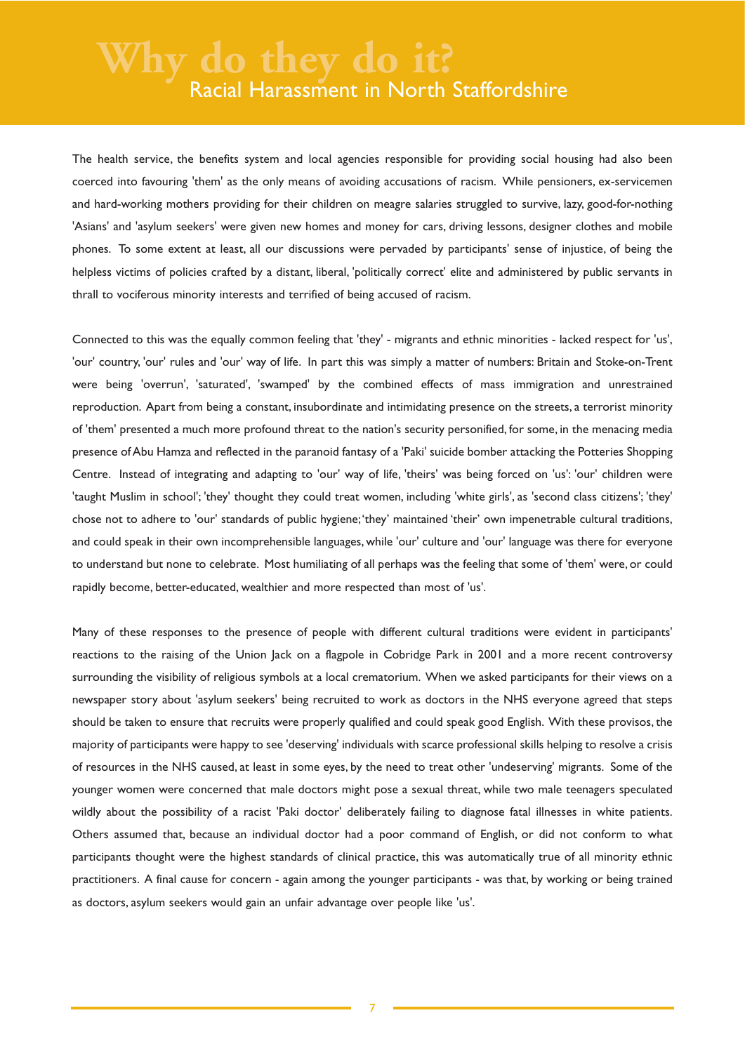The health service, the benefits system and local agencies responsible for providing social housing had also been coerced into favouring 'them' as the only means of avoiding accusations of racism. While pensioners, ex-servicemen and hard-working mothers providing for their children on meagre salaries struggled to survive, lazy, good-for-nothing 'Asians' and 'asylum seekers' were given new homes and money for cars, driving lessons, designer clothes and mobile phones. To some extent at least, all our discussions were pervaded by participants' sense of injustice, of being the helpless victims of policies crafted by a distant, liberal, 'politically correct' elite and administered by public servants in thrall to vociferous minority interests and terrified of being accused of racism.

Connected to this was the equally common feeling that 'they' - migrants and ethnic minorities - lacked respect for 'us', 'our' country, 'our' rules and 'our' way of life. In part this was simply a matter of numbers: Britain and Stoke-on-Trent were being 'overrun', 'saturated', 'swamped' by the combined effects of mass immigration and unrestrained reproduction. Apart from being a constant, insubordinate and intimidating presence on the streets, a terrorist minority of 'them' presented a much more profound threat to the nation's security personified, for some, in the menacing media presence of Abu Hamza and reflected in the paranoid fantasy of a 'Paki' suicide bomber attacking the Potteries Shopping Centre. Instead of integrating and adapting to 'our' way of life, 'theirs' was being forced on 'us': 'our' children were 'taught Muslim in school'; 'they' thought they could treat women, including 'white girls', as 'second class citizens'; 'they' chose not to adhere to 'our' standards of public hygiene; 'they' maintained 'their' own impenetrable cultural traditions, and could speak in their own incomprehensible languages, while 'our' culture and 'our' language was there for everyone to understand but none to celebrate. Most humiliating of all perhaps was the feeling that some of 'them' were, or could rapidly become, better-educated, wealthier and more respected than most of 'us'.

Many of these responses to the presence of people with different cultural traditions were evident in participants' reactions to the raising of the Union Jack on a flagpole in Cobridge Park in 2001 and a more recent controversy surrounding the visibility of religious symbols at a local crematorium. When we asked participants for their views on a newspaper story about 'asylum seekers' being recruited to work as doctors in the NHS everyone agreed that steps should be taken to ensure that recruits were properly qualified and could speak good English. With these provisos, the majority of participants were happy to see 'deserving' individuals with scarce professional skills helping to resolve a crisis of resources in the NHS caused, at least in some eyes, by the need to treat other 'undeserving' migrants. Some of the younger women were concerned that male doctors might pose a sexual threat, while two male teenagers speculated wildly about the possibility of a racist 'Paki doctor' deliberately failing to diagnose fatal illnesses in white patients. Others assumed that, because an individual doctor had a poor command of English, or did not conform to what participants thought were the highest standards of clinical practice, this was automatically true of all minority ethnic practitioners. A final cause for concern - again among the younger participants - was that, by working or being trained as doctors, asylum seekers would gain an unfair advantage over people like 'us'.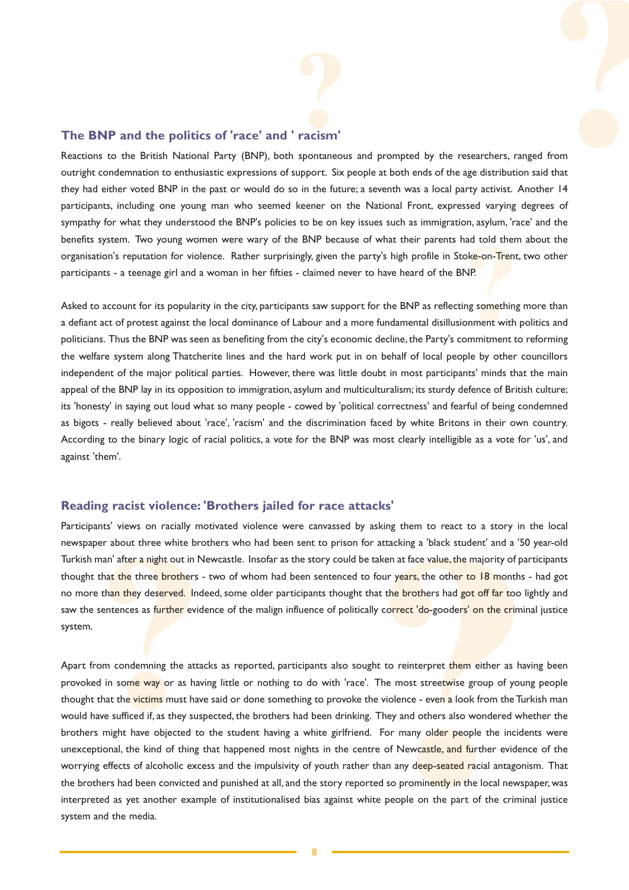## The BNP and the politics of 'race' and ' racism'

Reactions to the British National Party (BNP), both spontaneous and prompted by the researchers, ranged from outright condemnation to enthusiastic expressions of support. Six people at both ends of the age distribution said that they had either voted BNP in the past or would do so in the future; a seventh was a local party activist. Another 14 participants, including one young man who seemed keener on the National Front, expressed varying degrees of sympathy for what they understood the BNP's policies to be on key issues such as immigration, asylum, 'race' and the benefits system. Two young women were wary of the BNP because of what their parents had told them about the organisation's reputation for violence. Rather surprisingly, given the party's high profile in Stoke-on-Trent, two other participants - a teenage girl and a woman in her fifties - claimed never to have heard of the BNP.

Asked to account for its popularity in the city, participants saw support for the BNP as reflecting something more than a defiant act of protest against the local dominance of Labour and a more fundamental disillusionment with politics and politicians. Thus the BNP was seen as benefiting from the city's economic decline, the Party's commitment to reforming the welfare system along Thatcherite lines and the hard work put in on behalf of local people by other councillors independent of the major political parties. However, there was little doubt in most participants' minds that the main appeal of the BNP lay in its opposition to immigration, asylum and multiculturalism; its sturdy defence of British culture; its 'honesty' in saying out loud what so many people - cowed by 'political correctness' and fearful of being condemned as bigots - really believed about 'race', 'racism' and the discrimination faced by white Britons in their own country. According to the binary logic of racial politics, a vote for the BNP was most clearly intelligible as a vote for 'us', and against 'them'.

## Reading racist violence: 'Brothers jailed for race attacks'

Participants' views on racially motivated violence were canvassed by asking them to react to a story in the local newspaper about three white brothers who had been sent to prison for attacking a 'black student' and a '50 year-old Turkish man' after a night out in Newcastle. Insofar as the story could be taken at face value, the majority of participants thought that the three brothers - two of whom had been sentenced to four years, the other to 18 months - had got no more than they deserved. Indeed, some older participants thought that the brothers had got off far too lightly and saw the sentences as further evidence of the malign influence of politically correct 'do-gooders' on the criminal justice system.

Apart from condemning the attacks as reported, participants also sought to reinterpret them either as having been provoked in some way or as having little or nothing to do with 'race'. The most streetwise group of young people thought that the victims must have said or done something to provoke the violence - even a look from the Turkish man would have sufficed if, as they suspected, the brothers had been drinking. They and others also wondered whether the brothers might have objected to the student having a white girlfriend. For many older people the incidents were unexceptional, the kind of thing that happened most nights in the centre of Newcastle, and further evidence of the worrying effects of alcoholic excess and the impulsivity of youth rather than any deep-seated racial antagonism. That the brothers had been convicted and punished at all, and the story reported so prominently in the local newspaper, was interpreted as yet another example of institutionalised bias against white people on the part of the criminal justice system and the media.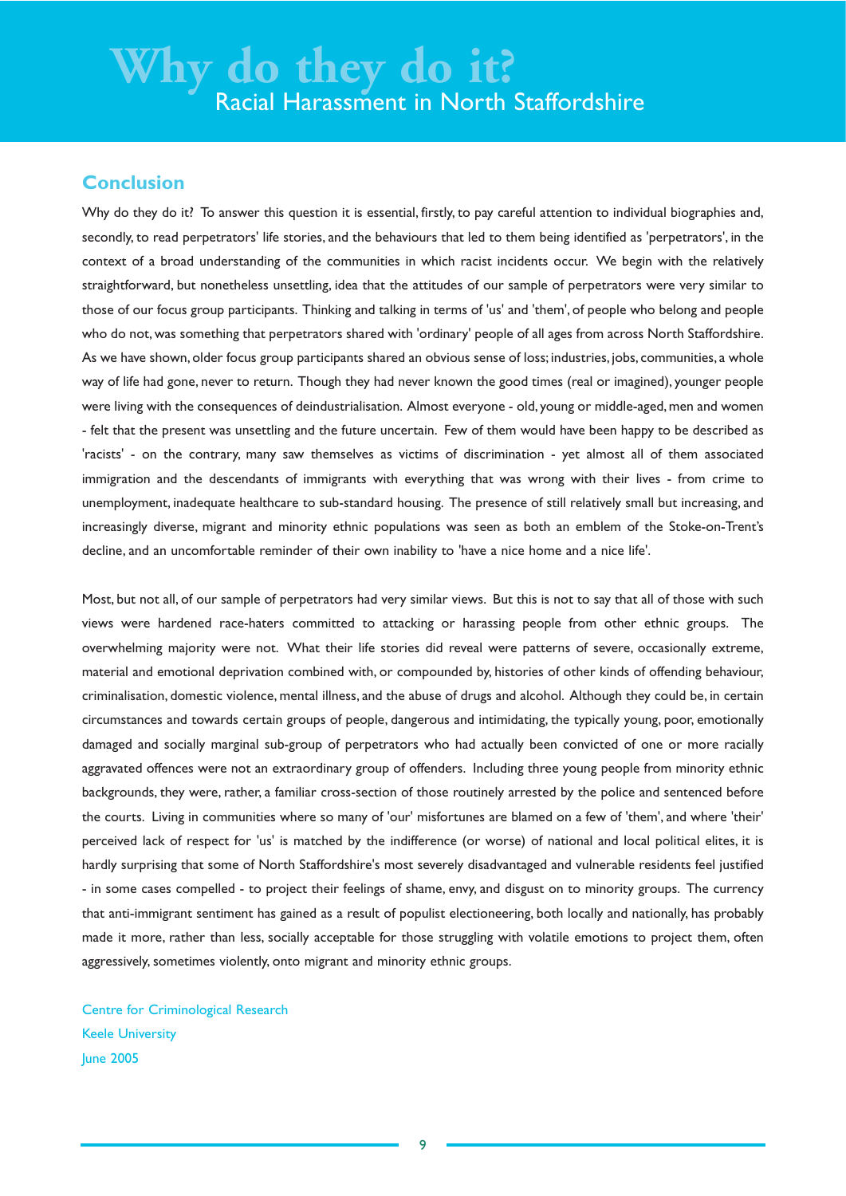# Why do they do it?

## Racial Harassment in North Staffordshire

### Conclusion

Why do they do it? To answer this question it is essential, firstly, to pay careful attention to individual biographies and, secondly, to read perpetrators' life stories, and the behaviours that led to them being identified as 'perpetrators', in the context of a broad understanding of the communities in which racist incidents occur. We begin with the relatively straightforward, but nonetheless unsettling, idea that the attitudes of our sample of perpetrators were very similar to those of our focus group participants. Thinking and talking in terms of 'us' and 'them', of people who belong and people who do not, was something that perpetrators shared with 'ordinary' people of all ages from across North Staffordshire. As we have shown, older focus group participants shared an obvious sense of loss; industries, jobs, communities, a whole way of life had gone, never to return. Though they had never known the good times (real or imagined), younger people were living with the consequences of deindustrialisation. Almost everyone - old, young or middle-aged, men and women - felt that the present was unsettling and the future uncertain. Few of them would have been happy to be described as 'racists' - on the contrary, many saw themselves as victims of discrimination - yet almost all of them associated immigration and the descendants of immigrants with everything that was wrong with their lives - from crime to unemployment, inadequate healthcare to sub-standard housing. The presence of still relatively small but increasing, and increasingly diverse, migrant and minority ethnic populations was seen as both an emblem of the Stoke-on-Trent's decline, and an uncomfortable reminder of their own inability to 'have a nice home and a nice life'.

Most, but not all, of our sample of perpetrators had very similar views. But this is not to say that all of those with such views were hardened race-haters committed to attacking or harassing people from other ethnic groups. The overwhelming majority were not. What their life stories did reveal were patterns of severe, occasionally extreme, material and emotional deprivation combined with, or compounded by, histories of other kinds of offending behaviour, criminalisation, domestic violence, mental illness, and the abuse of drugs and alcohol. Although they could be, in certain circumstances and towards certain groups of people, dangerous and intimidating, the typically young, poor, emotionally damaged and socially marginal sub-group of perpetrators who had actually been convicted of one or more racially aggravated offences were not an extraordinary group of offenders. Including three young people from minority ethnic backgrounds, they were, rather, a familiar cross-section of those routinely arrested by the police and sentenced before the courts. Living in communities where so many of 'our' misfortunes are blamed on a few of 'them', and where 'their' perceived lack of respect for 'us' is matched by the indifference (or worse) of national and local political elites, it is hardly surprising that some of North Staffordshire's most severely disadvantaged and vulnerable residents feel justified - in some cases compelled - to project their feelings of shame, envy, and disgust on to minority groups. The currency that anti-immigrant sentiment has gained as a result of populist electioneering, both locally and nationally, has probably made it more, rather than less, socially acceptable for those struggling with volatile emotions to project them, often aggressively, sometimes violently, onto migrant and minority ethnic groups.

Centre for Criminological Research
Keele University
June 2005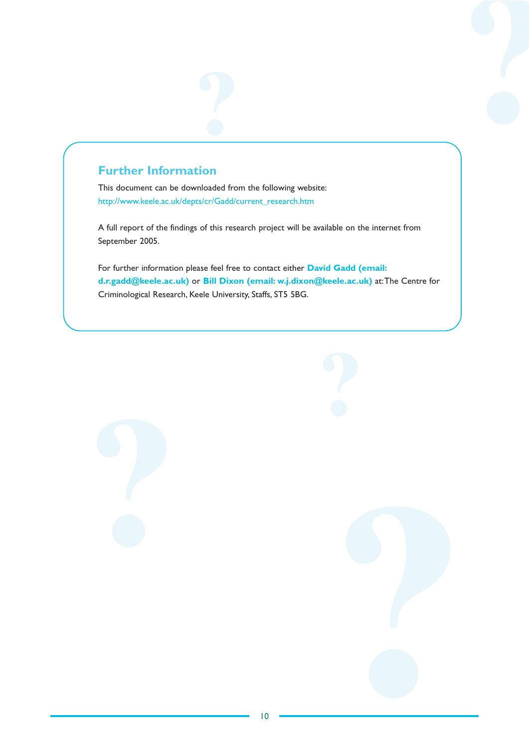## Further Information

This document can be downloaded from the following website:
http://www.keele.ac.uk/depts/cr/Gadd/current_research.htm

A full report of the findings of this research project will be available on the internet from September 2005.

For further information please feel free to contact either **David Gadd (email: d.r.gadd@keele.ac.uk)** or **Bill Dixon (email: w.j.dixon@keele.ac.uk)** at: The Centre for Criminological Research, Keele University, Staffs, ST5 5BG.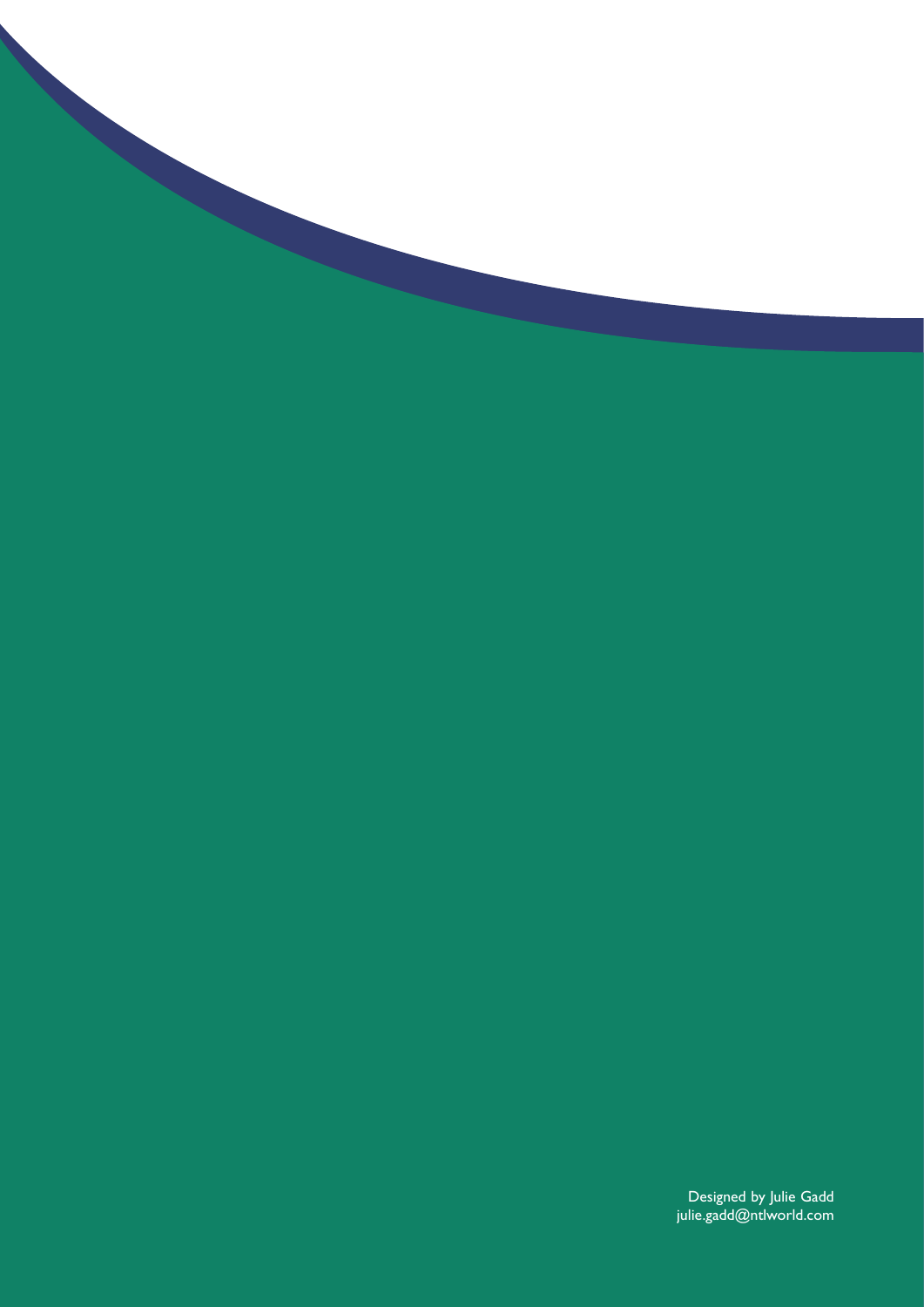Designed by Julie Gadd
julie.gadd@ntlworld.com